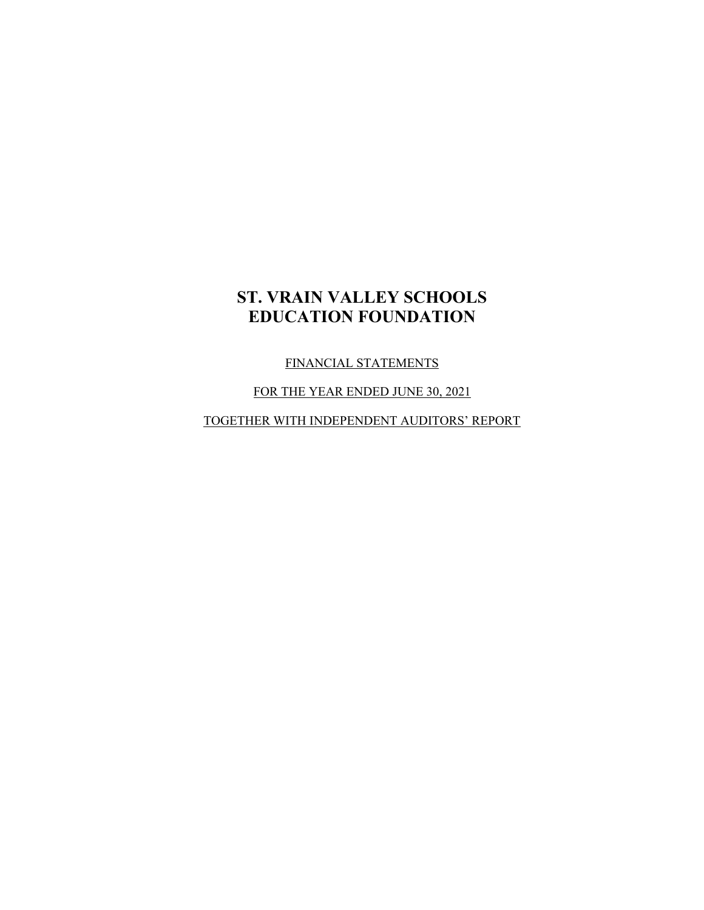# ST. VRAIN VALLEY SCHOOLS EDUCATION FOUNDATION

FINANCIAL STATEMENTS

FOR THE YEAR ENDED JUNE 30, 2021

TOGETHER WITH INDEPENDENT AUDITORS' REPORT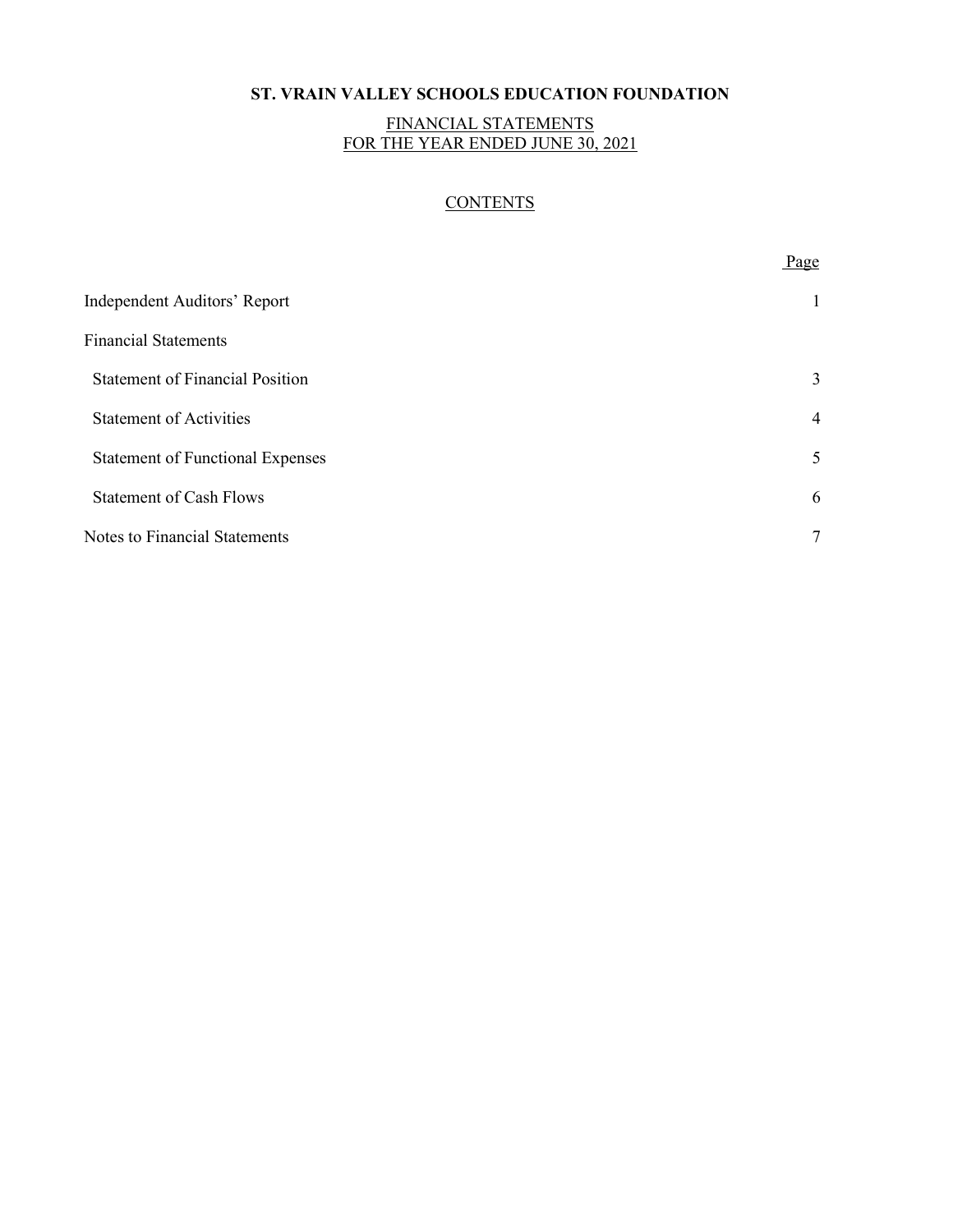# ST. VRAIN VALLEY SCHOOLS EDUCATION FOUNDATION

## FINANCIAL STATEMENTS
## FOR THE YEAR ENDED JUNE 30, 2021

### CONTENTS

| | Page |
|---|---|
| Independent Auditors' Report | 1 |
| Financial Statements | |
| Statement of Financial Position | 3 |
| Statement of Activities | 4 |
| Statement of Functional Expenses | 5 |
| Statement of Cash Flows | 6 |
| Notes to Financial Statements | 7 |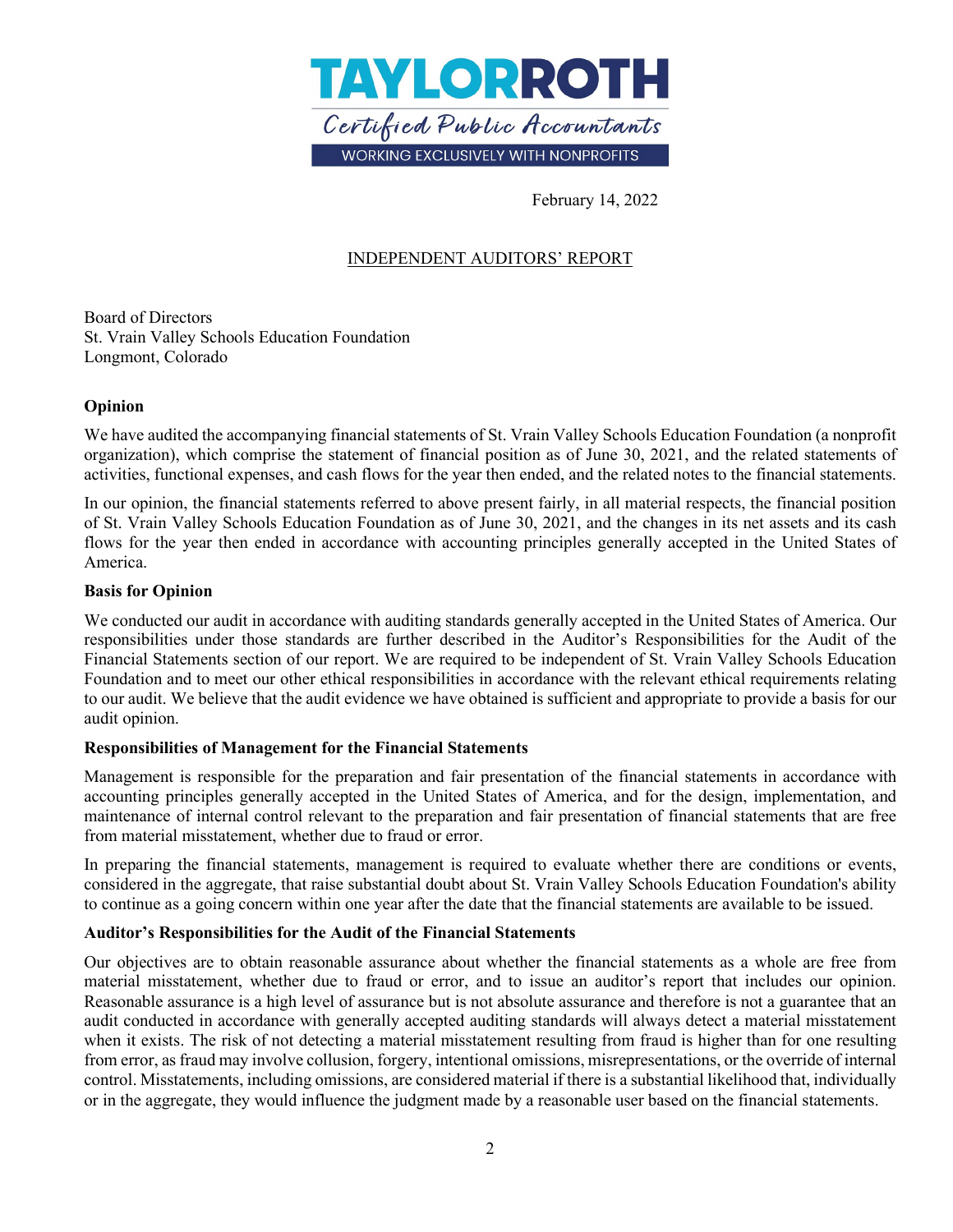TAYLORROTH
Certified Public Accountants
WORKING EXCLUSIVELY WITH NONPROFITS

February 14, 2022

## INDEPENDENT AUDITORS' REPORT

Board of Directors
St. Vrain Valley Schools Education Foundation
Longmont, Colorado

### Opinion

We have audited the accompanying financial statements of St. Vrain Valley Schools Education Foundation (a nonprofit organization), which comprise the statement of financial position as of June 30, 2021, and the related statements of activities, functional expenses, and cash flows for the year then ended, and the related notes to the financial statements.

In our opinion, the financial statements referred to above present fairly, in all material respects, the financial position of St. Vrain Valley Schools Education Foundation as of June 30, 2021, and the changes in its net assets and its cash flows for the year then ended in accordance with accounting principles generally accepted in the United States of America.

### Basis for Opinion

We conducted our audit in accordance with auditing standards generally accepted in the United States of America. Our responsibilities under those standards are further described in the Auditor's Responsibilities for the Audit of the Financial Statements section of our report. We are required to be independent of St. Vrain Valley Schools Education Foundation and to meet our other ethical responsibilities in accordance with the relevant ethical requirements relating to our audit. We believe that the audit evidence we have obtained is sufficient and appropriate to provide a basis for our audit opinion.

### Responsibilities of Management for the Financial Statements

Management is responsible for the preparation and fair presentation of the financial statements in accordance with accounting principles generally accepted in the United States of America, and for the design, implementation, and maintenance of internal control relevant to the preparation and fair presentation of financial statements that are free from material misstatement, whether due to fraud or error.

In preparing the financial statements, management is required to evaluate whether there are conditions or events, considered in the aggregate, that raise substantial doubt about St. Vrain Valley Schools Education Foundation's ability to continue as a going concern within one year after the date that the financial statements are available to be issued.

### Auditor's Responsibilities for the Audit of the Financial Statements

Our objectives are to obtain reasonable assurance about whether the financial statements as a whole are free from material misstatement, whether due to fraud or error, and to issue an auditor's report that includes our opinion. Reasonable assurance is a high level of assurance but is not absolute assurance and therefore is not a guarantee that an audit conducted in accordance with generally accepted auditing standards will always detect a material misstatement when it exists. The risk of not detecting a material misstatement resulting from fraud is higher than for one resulting from error, as fraud may involve collusion, forgery, intentional omissions, misrepresentations, or the override of internal control. Misstatements, including omissions, are considered material if there is a substantial likelihood that, individually or in the aggregate, they would influence the judgment made by a reasonable user based on the financial statements.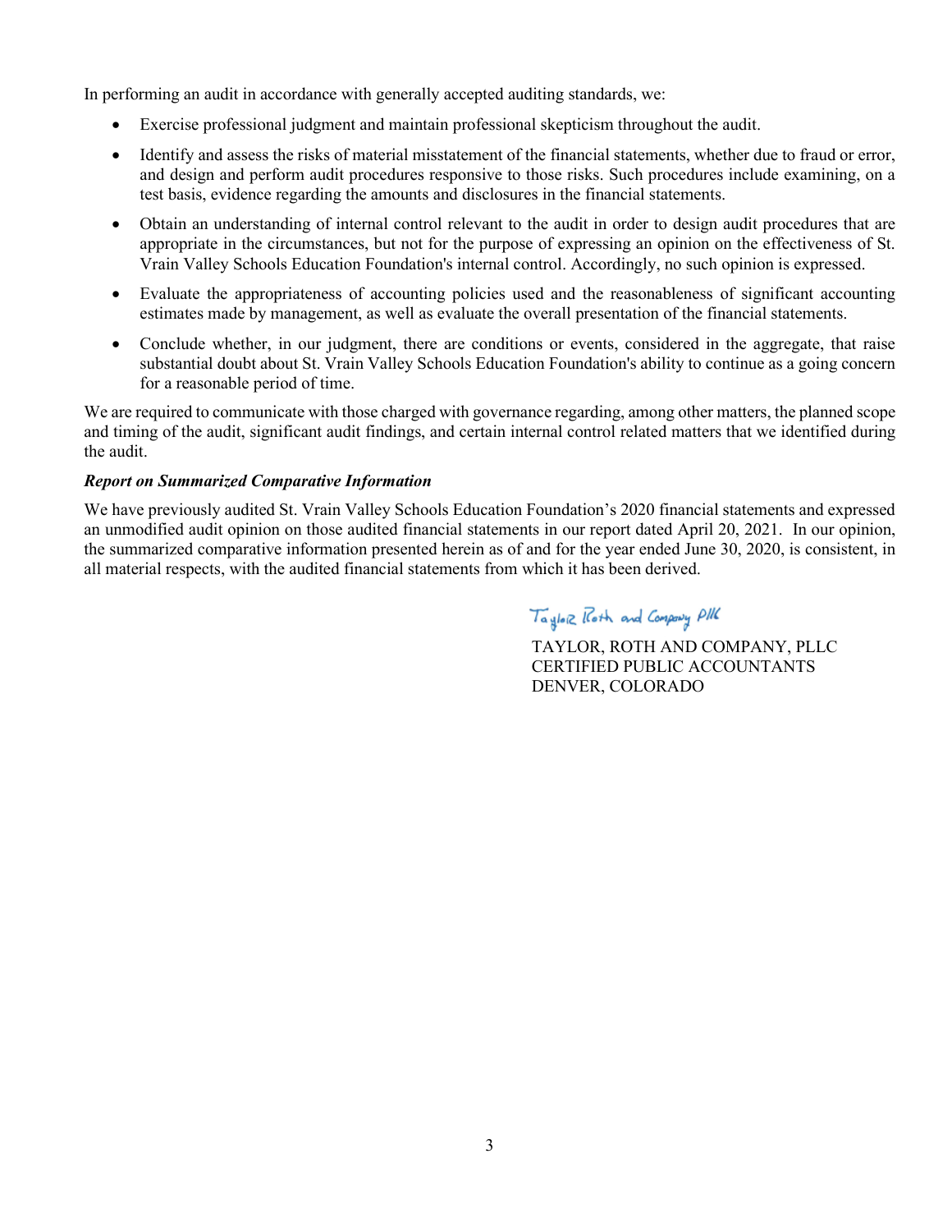In performing an audit in accordance with generally accepted auditing standards, we:

- Exercise professional judgment and maintain professional skepticism throughout the audit.
- Identify and assess the risks of material misstatement of the financial statements, whether due to fraud or error, and design and perform audit procedures responsive to those risks. Such procedures include examining, on a test basis, evidence regarding the amounts and disclosures in the financial statements.
- Obtain an understanding of internal control relevant to the audit in order to design audit procedures that are appropriate in the circumstances, but not for the purpose of expressing an opinion on the effectiveness of St. Vrain Valley Schools Education Foundation's internal control. Accordingly, no such opinion is expressed.
- Evaluate the appropriateness of accounting policies used and the reasonableness of significant accounting estimates made by management, as well as evaluate the overall presentation of the financial statements.
- Conclude whether, in our judgment, there are conditions or events, considered in the aggregate, that raise substantial doubt about St. Vrain Valley Schools Education Foundation's ability to continue as a going concern for a reasonable period of time.

We are required to communicate with those charged with governance regarding, among other matters, the planned scope and timing of the audit, significant audit findings, and certain internal control related matters that we identified during the audit.

***Report on Summarized Comparative Information***

We have previously audited St. Vrain Valley Schools Education Foundation's 2020 financial statements and expressed an unmodified audit opinion on those audited financial statements in our report dated April 20, 2021. In our opinion, the summarized comparative information presented herein as of and for the year ended June 30, 2020, is consistent, in all material respects, with the audited financial statements from which it has been derived.

Taylor Roth and Company PLLC

TAYLOR, ROTH AND COMPANY, PLLC
CERTIFIED PUBLIC ACCOUNTANTS
DENVER, COLORADO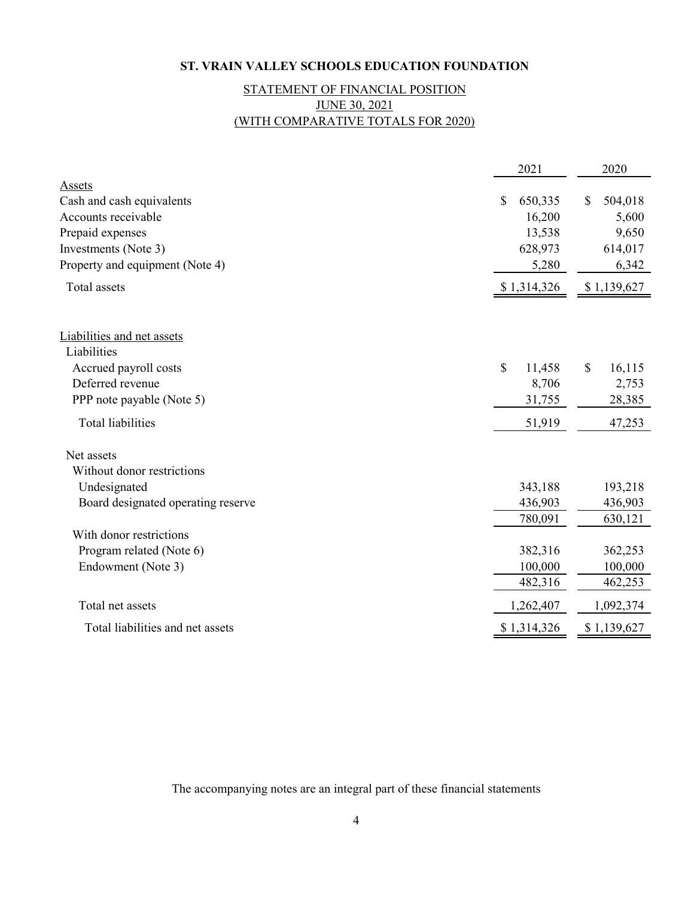# ST. VRAIN VALLEY SCHOOLS EDUCATION FOUNDATION

## STATEMENT OF FINANCIAL POSITION
## JUNE 30, 2021
## (WITH COMPARATIVE TOTALS FOR 2020)

| | 2021 | 2020 |
|---|---|---|
| Assets | | |
| Cash and cash equivalents | $ 650,335 | $ 504,018 |
| Accounts receivable | 16,200 | 5,600 |
| Prepaid expenses | 13,538 | 9,650 |
| Investments (Note 3) | 628,973 | 614,017 |
| Property and equipment (Note 4) | 5,280 | 6,342 |
| Total assets | $ 1,314,326 | $ 1,139,627 |
| | | |
| Liabilities and net assets | | |
| Liabilities | | |
| Accrued payroll costs | $ 11,458 | $ 16,115 |
| Deferred revenue | 8,706 | 2,753 |
| PPP note payable (Note 5) | 31,755 | 28,385 |
| Total liabilities | 51,919 | 47,253 |
| | | |
| Net assets | | |
| Without donor restrictions | | |
| Undesignated | 343,188 | 193,218 |
| Board designated operating reserve | 436,903 | 436,903 |
| | 780,091 | 630,121 |
| With donor restrictions | | |
| Program related (Note 6) | 382,316 | 362,253 |
| Endowment (Note 3) | 100,000 | 100,000 |
| | 482,316 | 462,253 |
| Total net assets | 1,262,407 | 1,092,374 |
| Total liabilities and net assets | $ 1,314,326 | $ 1,139,627 |

The accompanying notes are an integral part of these financial statements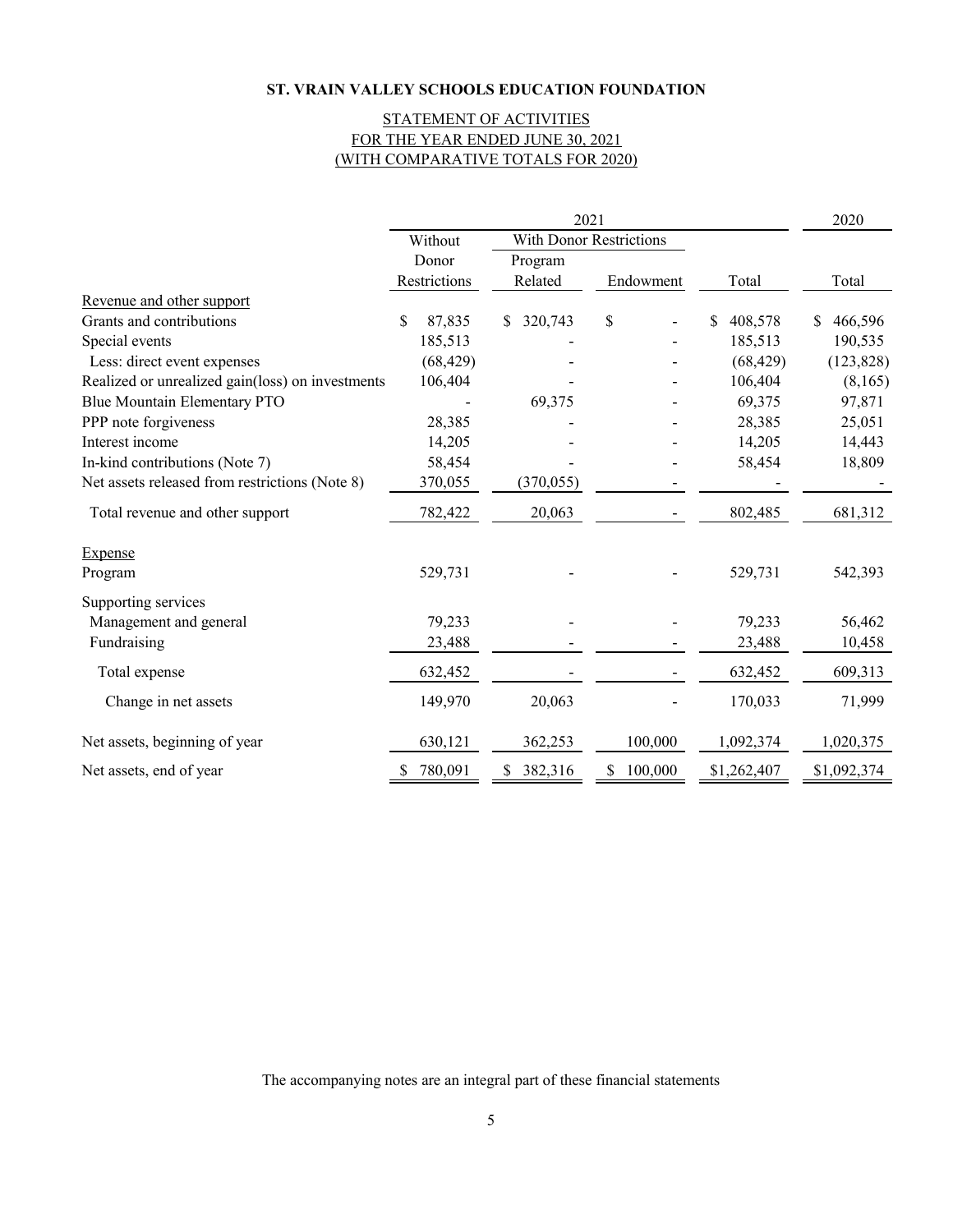**ST. VRAIN VALLEY SCHOOLS EDUCATION FOUNDATION**

STATEMENT OF ACTIVITIES
FOR THE YEAR ENDED JUNE 30, 2021
(WITH COMPARATIVE TOTALS FOR 2020)

| | 2021 | | | | 2020 |
|---|---|---|---|---|---|
| | Without Donor Restrictions | With Donor Restrictions | | | |
| | | Program Related | Endowment | Total | Total |
| Revenue and other support | | | | | |
| Grants and contributions | $ 87,835 | $ 320,743 | $ - | $ 408,578 | $ 466,596 |
| Special events | 185,513 | - | - | 185,513 | 190,535 |
| Less: direct event expenses | (68,429) | - | - | (68,429) | (123,828) |
| Realized or unrealized gain(loss) on investments | 106,404 | - | - | 106,404 | (8,165) |
| Blue Mountain Elementary PTO | - | 69,375 | - | 69,375 | 97,871 |
| PPP note forgiveness | 28,385 | - | - | 28,385 | 25,051 |
| Interest income | 14,205 | - | - | 14,205 | 14,443 |
| In-kind contributions (Note 7) | 58,454 | - | - | 58,454 | 18,809 |
| Net assets released from restrictions (Note 8) | 370,055 | (370,055) | - | - | - |
| Total revenue and other support | 782,422 | 20,063 | - | 802,485 | 681,312 |
| Expense | | | | | |
| Program | 529,731 | - | - | 529,731 | 542,393 |
| Supporting services | | | | | |
| Management and general | 79,233 | - | - | 79,233 | 56,462 |
| Fundraising | 23,488 | - | - | 23,488 | 10,458 |
| Total expense | 632,452 | - | - | 632,452 | 609,313 |
| Change in net assets | 149,970 | 20,063 | - | 170,033 | 71,999 |
| Net assets, beginning of year | 630,121 | 362,253 | 100,000 | 1,092,374 | 1,020,375 |
| Net assets, end of year | $ 780,091 | $ 382,316 | $ 100,000 | $1,262,407 | $1,092,374 |

The accompanying notes are an integral part of these financial statements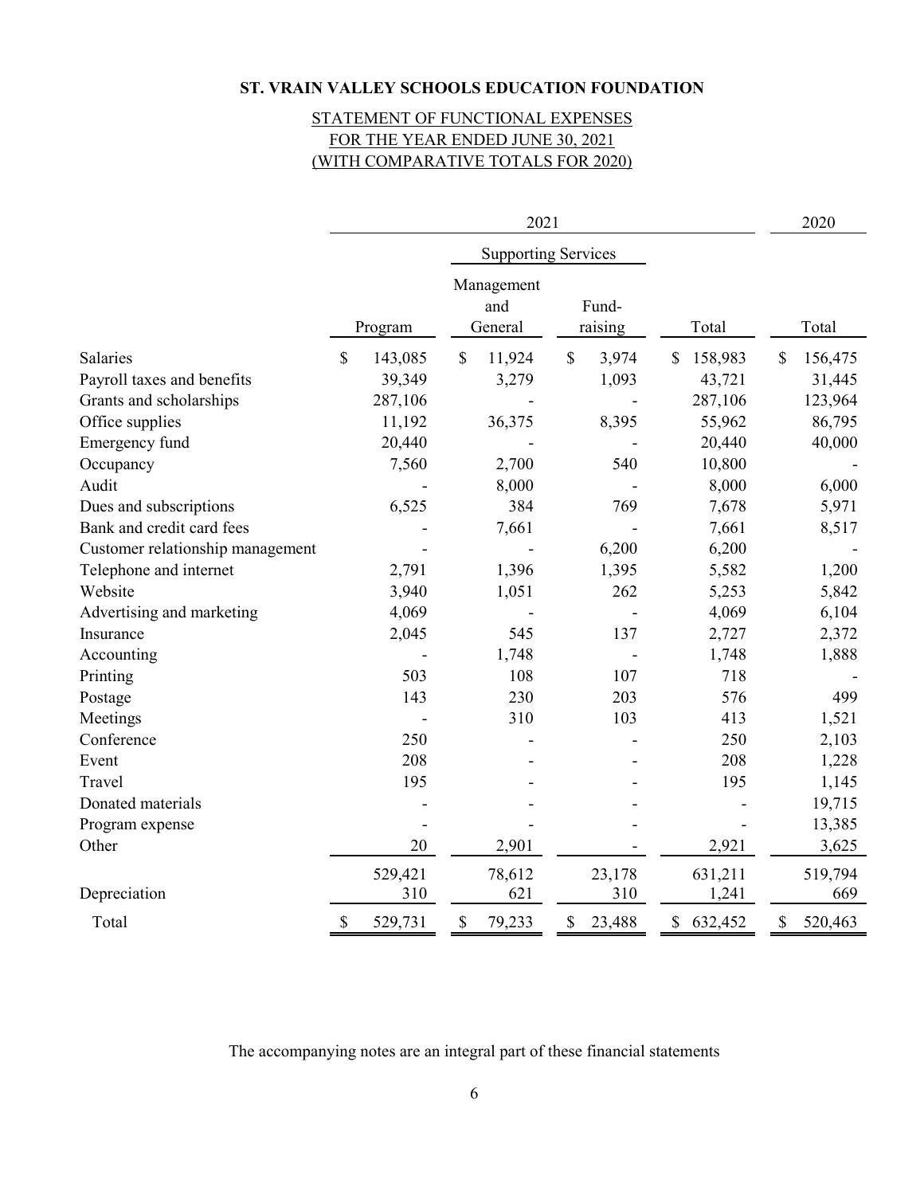**ST. VRAIN VALLEY SCHOOLS EDUCATION FOUNDATION**

STATEMENT OF FUNCTIONAL EXPENSES
FOR THE YEAR ENDED JUNE 30, 2021
(WITH COMPARATIVE TOTALS FOR 2020)

| | 2021 | | | | 2020 |
|---|---|---|---|---|---|
| | | Supporting Services | | | |
| | Program | Management and General | Fund-raising | Total | Total |
| Salaries | $ 143,085 | $ 11,924 | $ 3,974 | $ 158,983 | $ 156,475 |
| Payroll taxes and benefits | 39,349 | 3,279 | 1,093 | 43,721 | 31,445 |
| Grants and scholarships | 287,106 | - | - | 287,106 | 123,964 |
| Office supplies | 11,192 | 36,375 | 8,395 | 55,962 | 86,795 |
| Emergency fund | 20,440 | - | - | 20,440 | 40,000 |
| Occupancy | 7,560 | 2,700 | 540 | 10,800 | - |
| Audit | - | 8,000 | - | 8,000 | 6,000 |
| Dues and subscriptions | 6,525 | 384 | 769 | 7,678 | 5,971 |
| Bank and credit card fees | - | 7,661 | - | 7,661 | 8,517 |
| Customer relationship management | - | - | 6,200 | 6,200 | - |
| Telephone and internet | 2,791 | 1,396 | 1,395 | 5,582 | 1,200 |
| Website | 3,940 | 1,051 | 262 | 5,253 | 5,842 |
| Advertising and marketing | 4,069 | - | - | 4,069 | 6,104 |
| Insurance | 2,045 | 545 | 137 | 2,727 | 2,372 |
| Accounting | - | 1,748 | - | 1,748 | 1,888 |
| Printing | 503 | 108 | 107 | 718 | - |
| Postage | 143 | 230 | 203 | 576 | 499 |
| Meetings | - | 310 | 103 | 413 | 1,521 |
| Conference | 250 | - | - | 250 | 2,103 |
| Event | 208 | - | - | 208 | 1,228 |
| Travel | 195 | - | - | 195 | 1,145 |
| Donated materials | - | - | - | - | 19,715 |
| Program expense | - | - | - | - | 13,385 |
| Other | 20 | 2,901 | - | 2,921 | 3,625 |
| | 529,421 | 78,612 | 23,178 | 631,211 | 519,794 |
| Depreciation | 310 | 621 | 310 | 1,241 | 669 |
| Total | $ 529,731 | $ 79,233 | $ 23,488 | $ 632,452 | $ 520,463 |

The accompanying notes are an integral part of these financial statements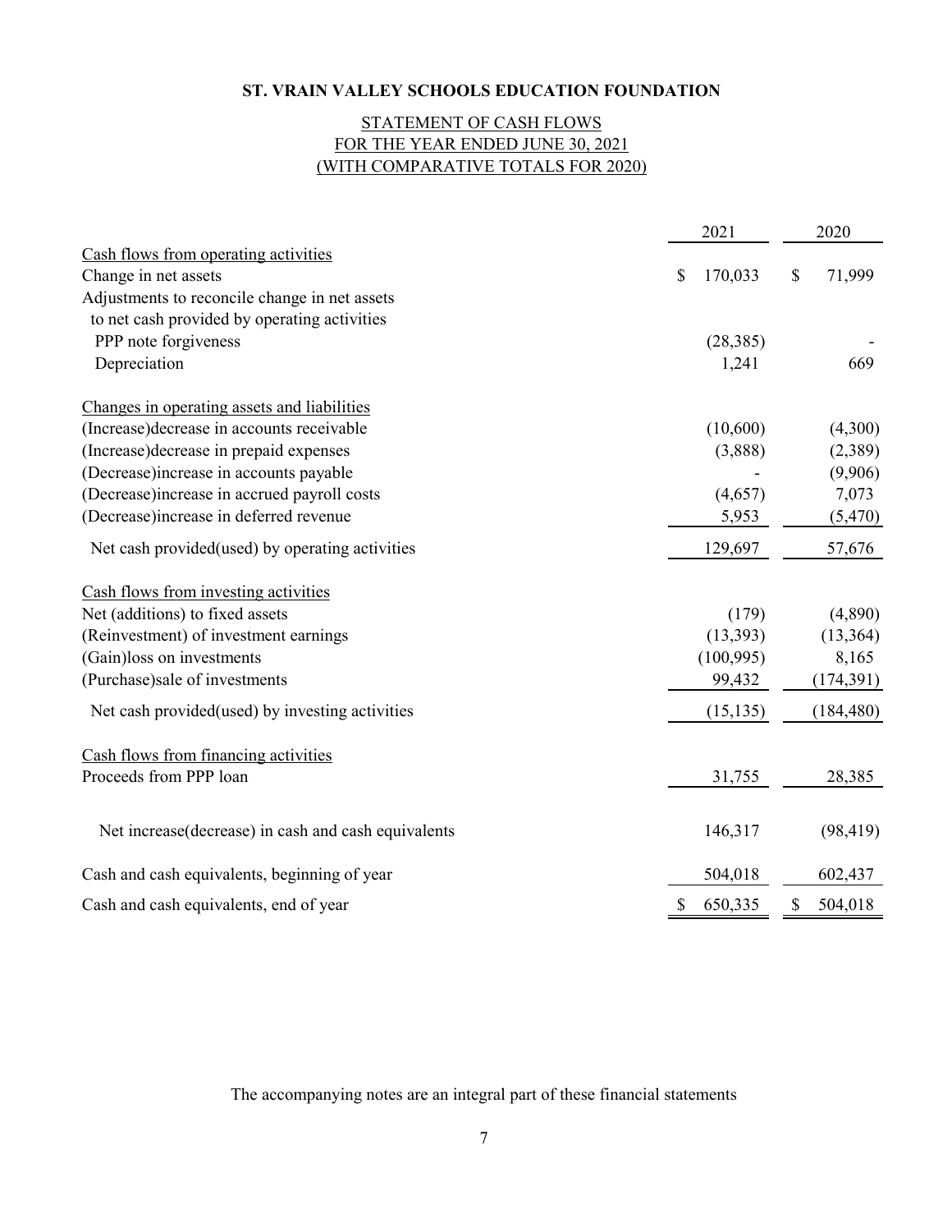# ST. VRAIN VALLEY SCHOOLS EDUCATION FOUNDATION

## STATEMENT OF CASH FLOWS
## FOR THE YEAR ENDED JUNE 30, 2021
## (WITH COMPARATIVE TOTALS FOR 2020)

| | 2021 | 2020 |
|---|---|---|
| Cash flows from operating activities | | |
| Change in net assets | $ 170,033 | $ 71,999 |
| Adjustments to reconcile change in net assets to net cash provided by operating activities | | |
| PPP note forgiveness | (28,385) | - |
| Depreciation | 1,241 | 669 |
| Changes in operating assets and liabilities | | |
| (Increase)decrease in accounts receivable | (10,600) | (4,300) |
| (Increase)decrease in prepaid expenses | (3,888) | (2,389) |
| (Decrease)increase in accounts payable | - | (9,906) |
| (Decrease)increase in accrued payroll costs | (4,657) | 7,073 |
| (Decrease)increase in deferred revenue | 5,953 | (5,470) |
| Net cash provided(used) by operating activities | 129,697 | 57,676 |
| Cash flows from investing activities | | |
| Net (additions) to fixed assets | (179) | (4,890) |
| (Reinvestment) of investment earnings | (13,393) | (13,364) |
| (Gain)loss on investments | (100,995) | 8,165 |
| (Purchase)sale of investments | 99,432 | (174,391) |
| Net cash provided(used) by investing activities | (15,135) | (184,480) |
| Cash flows from financing activities | | |
| Proceeds from PPP loan | 31,755 | 28,385 |
| Net increase(decrease) in cash and cash equivalents | 146,317 | (98,419) |
| Cash and cash equivalents, beginning of year | 504,018 | 602,437 |
| Cash and cash equivalents, end of year | $ 650,335 | $ 504,018 |

The accompanying notes are an integral part of these financial statements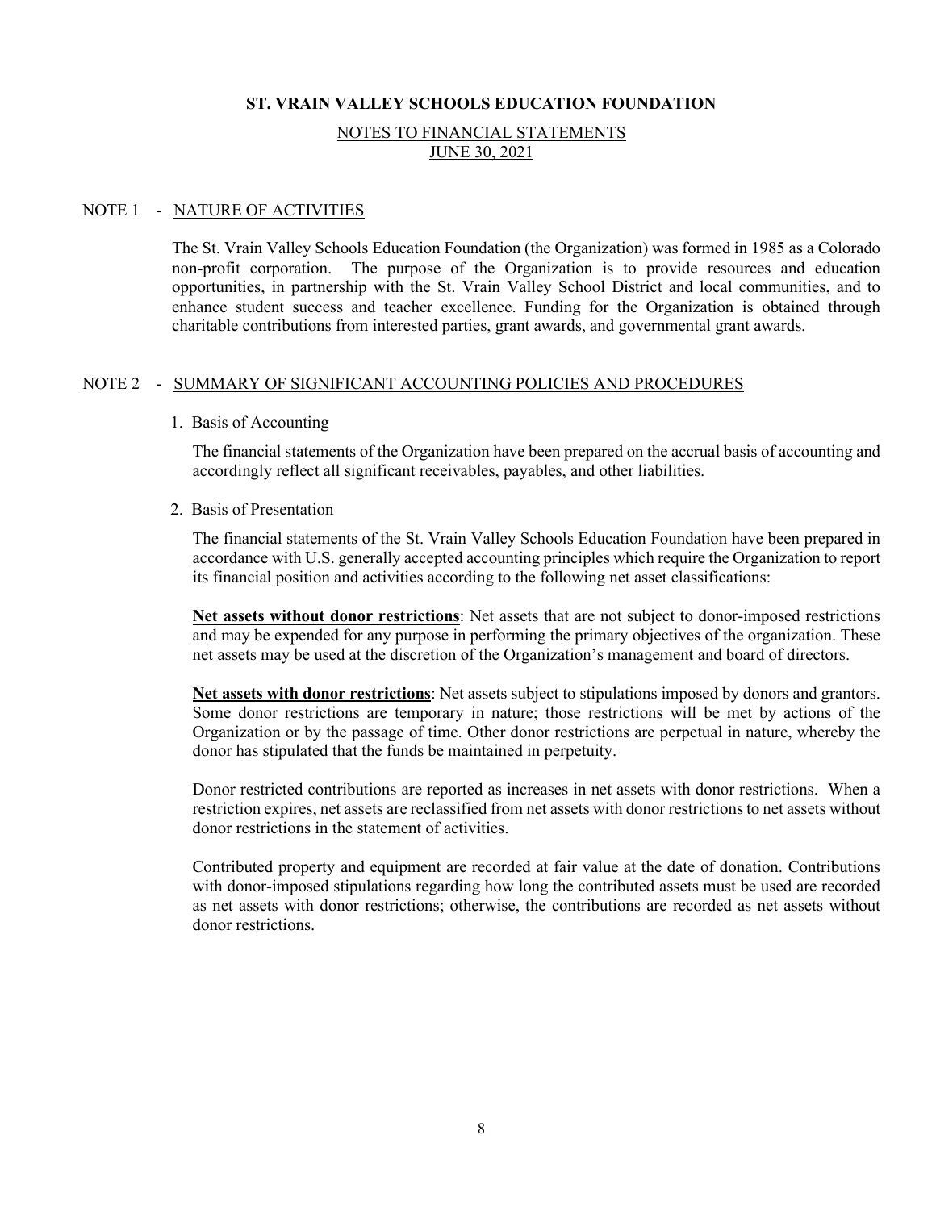**ST. VRAIN VALLEY SCHOOLS EDUCATION FOUNDATION**

NOTES TO FINANCIAL STATEMENTS
JUNE 30, 2021

## NOTE 1 - NATURE OF ACTIVITIES

The St. Vrain Valley Schools Education Foundation (the Organization) was formed in 1985 as a Colorado non-profit corporation. The purpose of the Organization is to provide resources and education opportunities, in partnership with the St. Vrain Valley School District and local communities, and to enhance student success and teacher excellence. Funding for the Organization is obtained through charitable contributions from interested parties, grant awards, and governmental grant awards.

## NOTE 2 - SUMMARY OF SIGNIFICANT ACCOUNTING POLICIES AND PROCEDURES

1. Basis of Accounting

The financial statements of the Organization have been prepared on the accrual basis of accounting and accordingly reflect all significant receivables, payables, and other liabilities.

2. Basis of Presentation

The financial statements of the St. Vrain Valley Schools Education Foundation have been prepared in accordance with U.S. generally accepted accounting principles which require the Organization to report its financial position and activities according to the following net asset classifications:

**Net assets without donor restrictions**: Net assets that are not subject to donor-imposed restrictions and may be expended for any purpose in performing the primary objectives of the organization. These net assets may be used at the discretion of the Organization's management and board of directors.

**Net assets with donor restrictions**: Net assets subject to stipulations imposed by donors and grantors. Some donor restrictions are temporary in nature; those restrictions will be met by actions of the Organization or by the passage of time. Other donor restrictions are perpetual in nature, whereby the donor has stipulated that the funds be maintained in perpetuity.

Donor restricted contributions are reported as increases in net assets with donor restrictions. When a restriction expires, net assets are reclassified from net assets with donor restrictions to net assets without donor restrictions in the statement of activities.

Contributed property and equipment are recorded at fair value at the date of donation. Contributions with donor-imposed stipulations regarding how long the contributed assets must be used are recorded as net assets with donor restrictions; otherwise, the contributions are recorded as net assets without donor restrictions.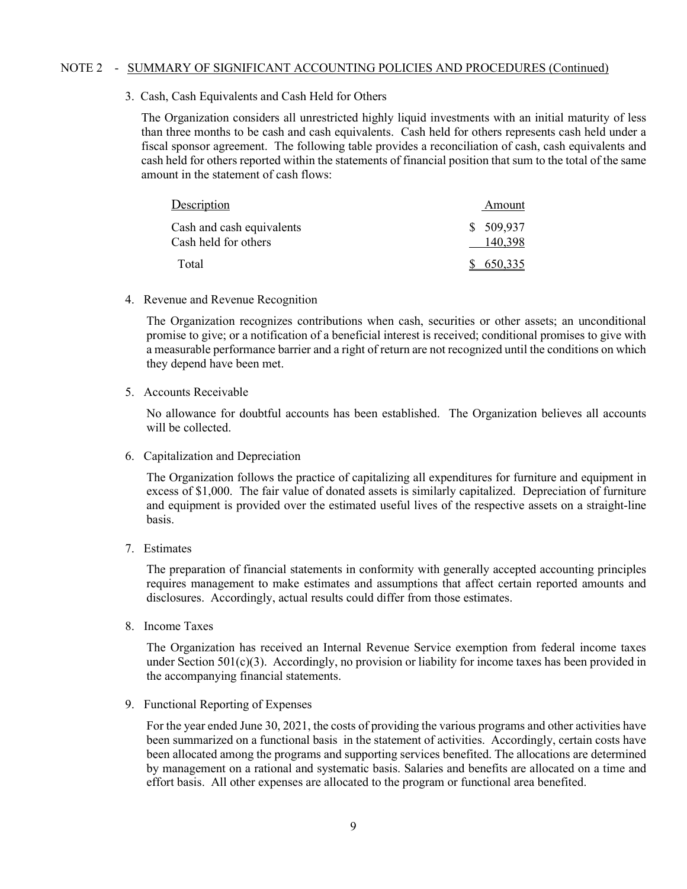NOTE 2 - SUMMARY OF SIGNIFICANT ACCOUNTING POLICIES AND PROCEDURES (Continued)

3. Cash, Cash Equivalents and Cash Held for Others

The Organization considers all unrestricted highly liquid investments with an initial maturity of less than three months to be cash and cash equivalents. Cash held for others represents cash held under a fiscal sponsor agreement. The following table provides a reconciliation of cash, cash equivalents and cash held for others reported within the statements of financial position that sum to the total of the same amount in the statement of cash flows:

| Description | Amount |
|---|---|
| Cash and cash equivalents | $ 509,937 |
| Cash held for others | 140,398 |
| Total | $ 650,335 |

4. Revenue and Revenue Recognition

The Organization recognizes contributions when cash, securities or other assets; an unconditional promise to give; or a notification of a beneficial interest is received; conditional promises to give with a measurable performance barrier and a right of return are not recognized until the conditions on which they depend have been met.

5. Accounts Receivable

No allowance for doubtful accounts has been established. The Organization believes all accounts will be collected.

6. Capitalization and Depreciation

The Organization follows the practice of capitalizing all expenditures for furniture and equipment in excess of $1,000. The fair value of donated assets is similarly capitalized. Depreciation of furniture and equipment is provided over the estimated useful lives of the respective assets on a straight-line basis.

7. Estimates

The preparation of financial statements in conformity with generally accepted accounting principles requires management to make estimates and assumptions that affect certain reported amounts and disclosures. Accordingly, actual results could differ from those estimates.

8. Income Taxes

The Organization has received an Internal Revenue Service exemption from federal income taxes under Section 501(c)(3). Accordingly, no provision or liability for income taxes has been provided in the accompanying financial statements.

9. Functional Reporting of Expenses

For the year ended June 30, 2021, the costs of providing the various programs and other activities have been summarized on a functional basis in the statement of activities. Accordingly, certain costs have been allocated among the programs and supporting services benefited. The allocations are determined by management on a rational and systematic basis. Salaries and benefits are allocated on a time and effort basis. All other expenses are allocated to the program or functional area benefited.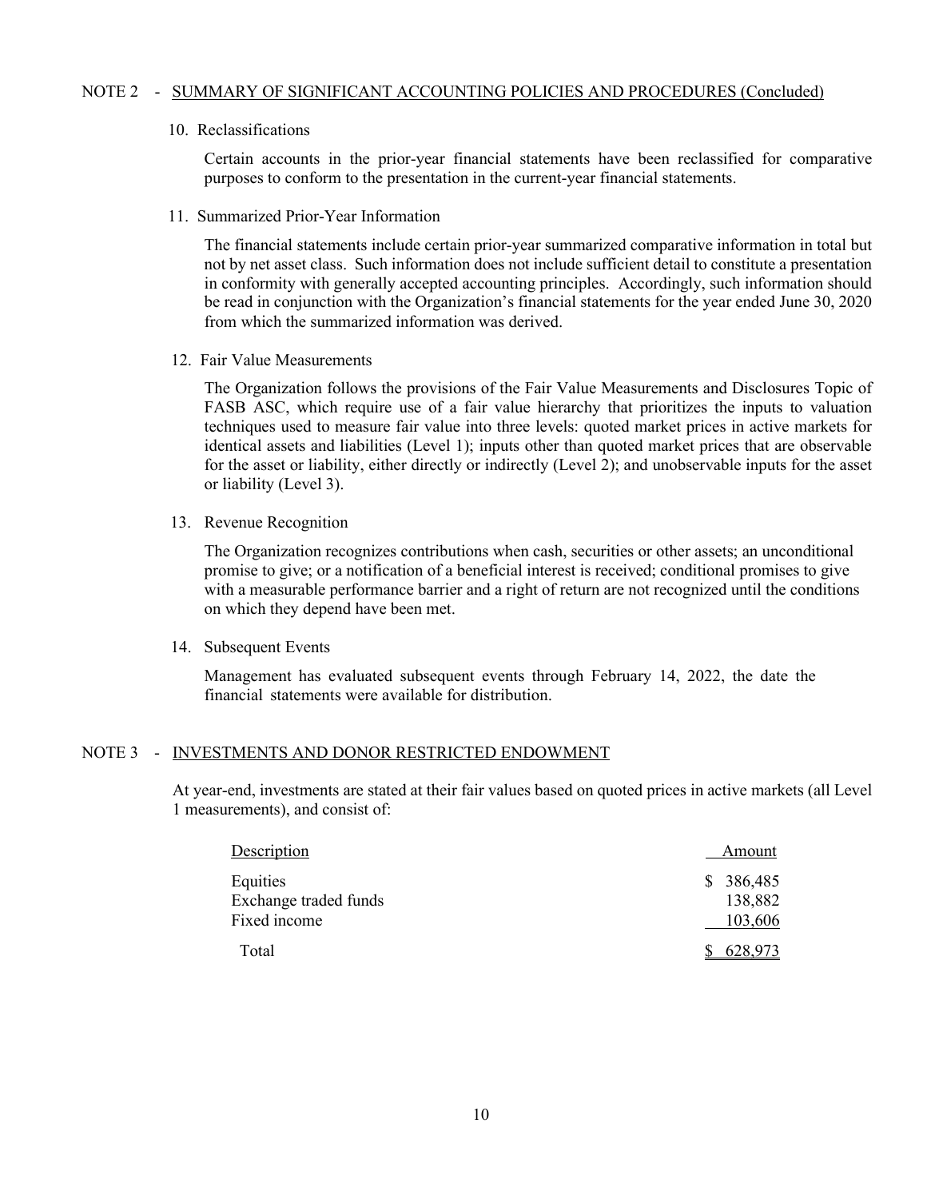## NOTE 2 - SUMMARY OF SIGNIFICANT ACCOUNTING POLICIES AND PROCEDURES (Concluded)

10. Reclassifications

    Certain accounts in the prior-year financial statements have been reclassified for comparative purposes to conform to the presentation in the current-year financial statements.

11. Summarized Prior-Year Information

    The financial statements include certain prior-year summarized comparative information in total but not by net asset class. Such information does not include sufficient detail to constitute a presentation in conformity with generally accepted accounting principles. Accordingly, such information should be read in conjunction with the Organization's financial statements for the year ended June 30, 2020 from which the summarized information was derived.

12. Fair Value Measurements

    The Organization follows the provisions of the Fair Value Measurements and Disclosures Topic of FASB ASC, which require use of a fair value hierarchy that prioritizes the inputs to valuation techniques used to measure fair value into three levels: quoted market prices in active markets for identical assets and liabilities (Level 1); inputs other than quoted market prices that are observable for the asset or liability, either directly or indirectly (Level 2); and unobservable inputs for the asset or liability (Level 3).

13. Revenue Recognition

    The Organization recognizes contributions when cash, securities or other assets; an unconditional promise to give; or a notification of a beneficial interest is received; conditional promises to give with a measurable performance barrier and a right of return are not recognized until the conditions on which they depend have been met.

14. Subsequent Events

    Management has evaluated subsequent events through February 14, 2022, the date the financial statements were available for distribution.

## NOTE 3 - INVESTMENTS AND DONOR RESTRICTED ENDOWMENT

At year-end, investments are stated at their fair values based on quoted prices in active markets (all Level 1 measurements), and consist of:

| Description | Amount |
|---|---|
| Equities | $ 386,485 |
| Exchange traded funds | 138,882 |
| Fixed income | 103,606 |
| Total | $ 628,973 |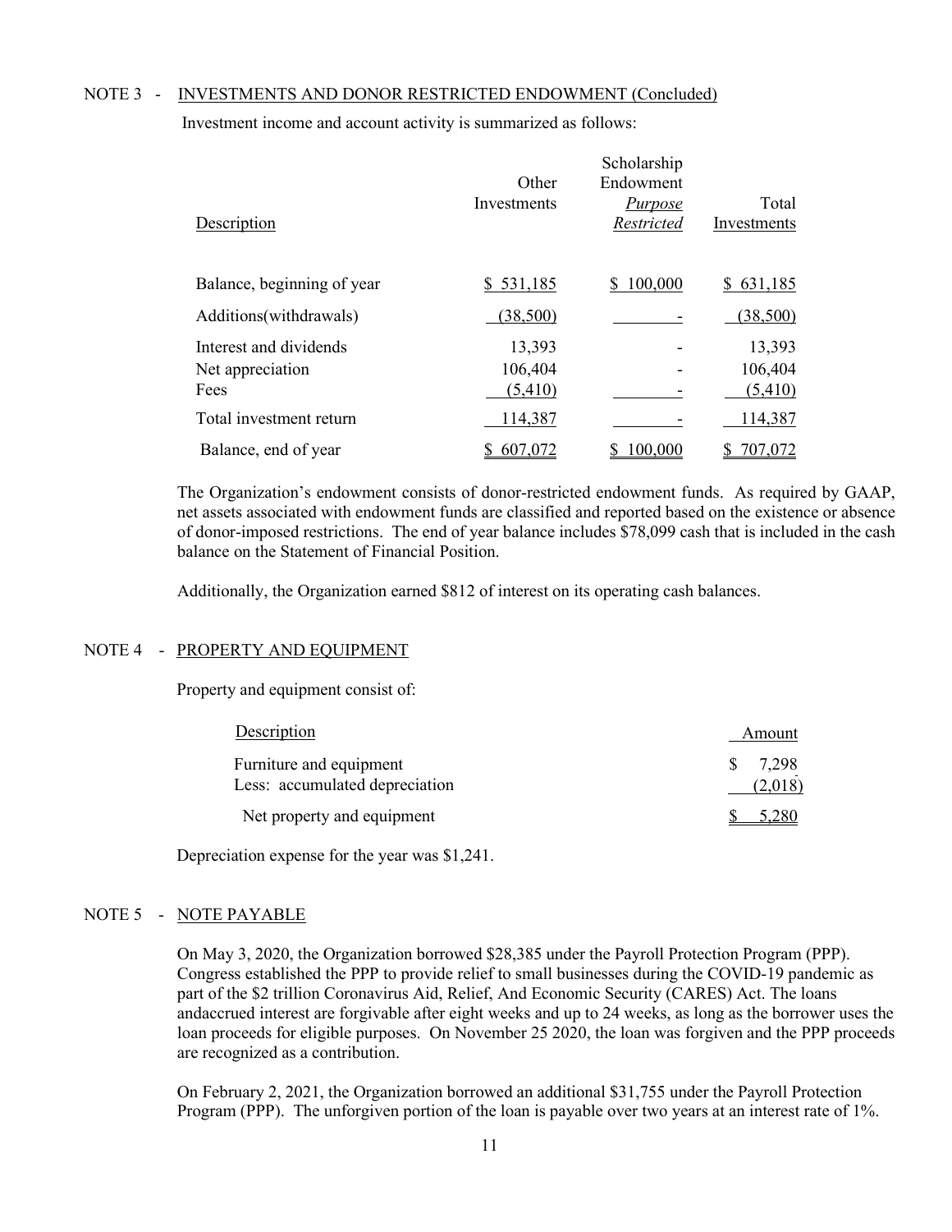NOTE 3 - INVESTMENTS AND DONOR RESTRICTED ENDOWMENT (Concluded)

Investment income and account activity is summarized as follows:

| Description | Other Investments | Scholarship Endowment *Purpose Restricted* | Total Investments |
|---|---|---|---|
| Balance, beginning of year | $ 531,185 | $ 100,000 | $ 631,185 |
| Additions(withdrawals) | (38,500) | - | (38,500) |
| Interest and dividends | 13,393 | - | 13,393 |
| Net appreciation | 106,404 | - | 106,404 |
| Fees | (5,410) | - | (5,410) |
| Total investment return | 114,387 | - | 114,387 |
| Balance, end of year | $ 607,072 | $ 100,000 | $ 707,072 |

The Organization's endowment consists of donor-restricted endowment funds. As required by GAAP, net assets associated with endowment funds are classified and reported based on the existence or absence of donor-imposed restrictions. The end of year balance includes $78,099 cash that is included in the cash balance on the Statement of Financial Position.

Additionally, the Organization earned $812 of interest on its operating cash balances.

NOTE 4 - PROPERTY AND EQUIPMENT

Property and equipment consist of:

| Description | Amount |
|---|---|
| Furniture and equipment | $ 7,298 |
| Less: accumulated depreciation | (2,018) |
| Net property and equipment | $ 5,280 |

Depreciation expense for the year was $1,241.

NOTE 5 - NOTE PAYABLE

On May 3, 2020, the Organization borrowed $28,385 under the Payroll Protection Program (PPP). Congress established the PPP to provide relief to small businesses during the COVID-19 pandemic as part of the $2 trillion Coronavirus Aid, Relief, And Economic Security (CARES) Act. The loans andaccrued interest are forgivable after eight weeks and up to 24 weeks, as long as the borrower uses the loan proceeds for eligible purposes. On November 25 2020, the loan was forgiven and the PPP proceeds are recognized as a contribution.

On February 2, 2021, the Organization borrowed an additional $31,755 under the Payroll Protection Program (PPP). The unforgiven portion of the loan is payable over two years at an interest rate of 1%.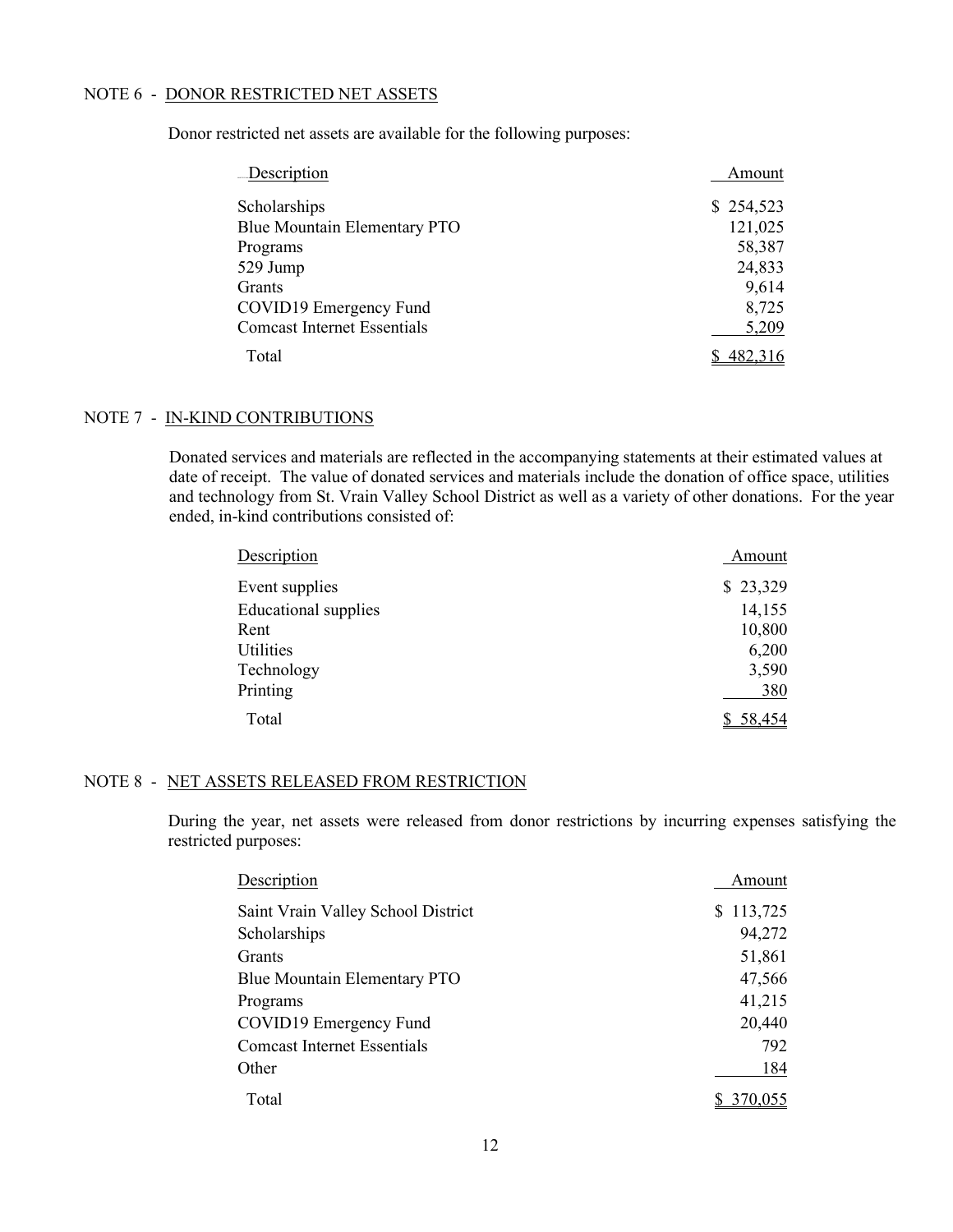## NOTE 6 - DONOR RESTRICTED NET ASSETS

Donor restricted net assets are available for the following purposes:

| Description | Amount |
|---|---|
| Scholarships | $ 254,523 |
| Blue Mountain Elementary PTO | 121,025 |
| Programs | 58,387 |
| 529 Jump | 24,833 |
| Grants | 9,614 |
| COVID19 Emergency Fund | 8,725 |
| Comcast Internet Essentials | 5,209 |
| Total | $ 482,316 |

## NOTE 7 - IN-KIND CONTRIBUTIONS

Donated services and materials are reflected in the accompanying statements at their estimated values at date of receipt. The value of donated services and materials include the donation of office space, utilities and technology from St. Vrain Valley School District as well as a variety of other donations. For the year ended, in-kind contributions consisted of:

| Description | Amount |
|---|---|
| Event supplies | $ 23,329 |
| Educational supplies | 14,155 |
| Rent | 10,800 |
| Utilities | 6,200 |
| Technology | 3,590 |
| Printing | 380 |
| Total | $ 58,454 |

## NOTE 8 - NET ASSETS RELEASED FROM RESTRICTION

During the year, net assets were released from donor restrictions by incurring expenses satisfying the restricted purposes:

| Description | Amount |
|---|---|
| Saint Vrain Valley School District | $ 113,725 |
| Scholarships | 94,272 |
| Grants | 51,861 |
| Blue Mountain Elementary PTO | 47,566 |
| Programs | 41,215 |
| COVID19 Emergency Fund | 20,440 |
| Comcast Internet Essentials | 792 |
| Other | 184 |
| Total | $ 370,055 |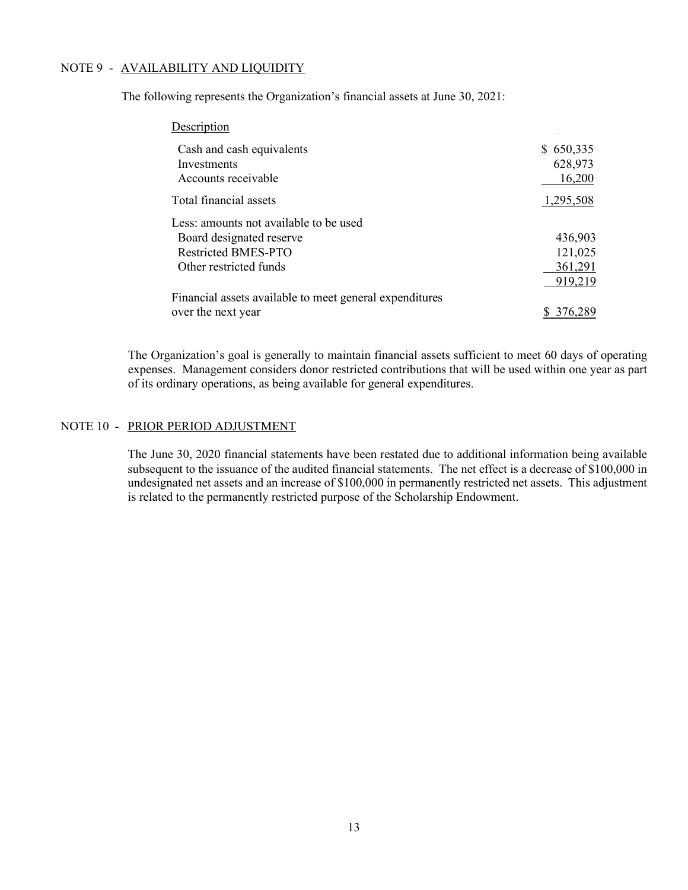## NOTE 9 - AVAILABILITY AND LIQUIDITY

The following represents the Organization's financial assets at June 30, 2021:

| Description | |
|---|---|
| Cash and cash equivalents | $ 650,335 |
| Investments | 628,973 |
| Accounts receivable | 16,200 |
| Total financial assets | 1,295,508 |
| Less: amounts not available to be used | |
| Board designated reserve | 436,903 |
| Restricted BMES-PTO | 121,025 |
| Other restricted funds | 361,291 |
| | 919,219 |
| Financial assets available to meet general expenditures over the next year | $ 376,289 |

The Organization's goal is generally to maintain financial assets sufficient to meet 60 days of operating expenses. Management considers donor restricted contributions that will be used within one year as part of its ordinary operations, as being available for general expenditures.

## NOTE 10 - PRIOR PERIOD ADJUSTMENT

The June 30, 2020 financial statements have been restated due to additional information being available subsequent to the issuance of the audited financial statements. The net effect is a decrease of $100,000 in undesignated net assets and an increase of $100,000 in permanently restricted net assets. This adjustment is related to the permanently restricted purpose of the Scholarship Endowment.